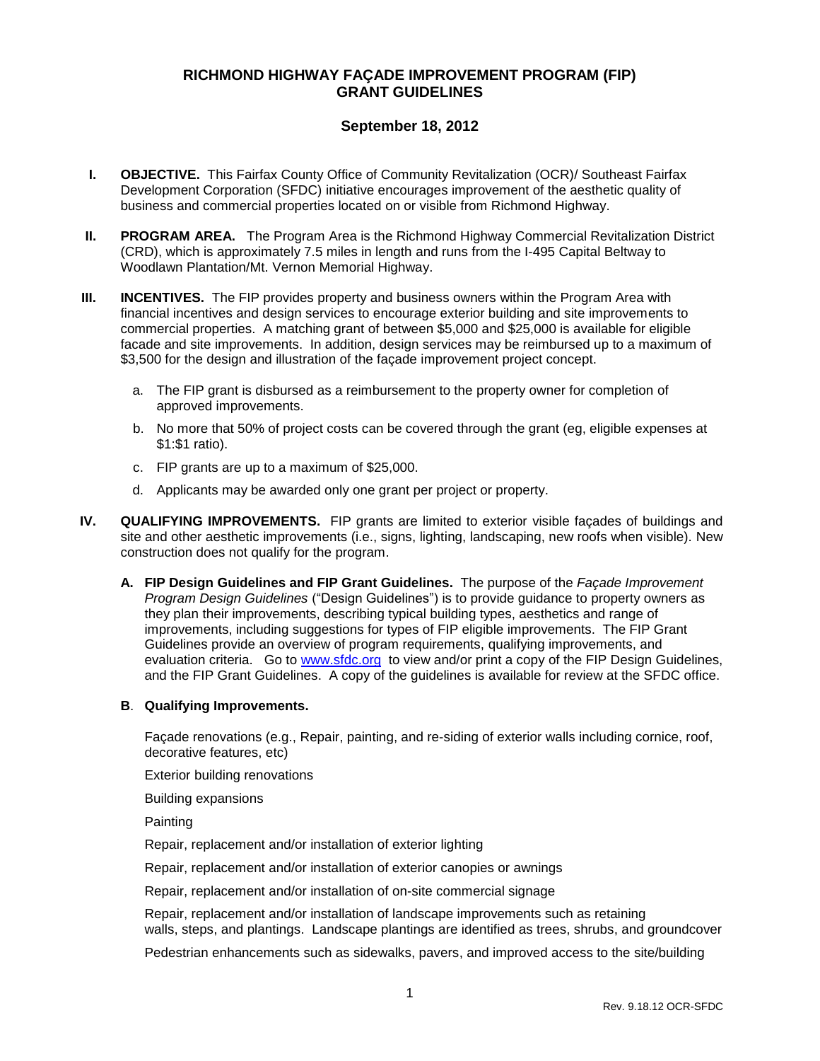# RICHMOND HIGHWAY FAÇADE IMPROVEMENT PROGRAM (FIP) GRANT GUIDELINES

## September 18, 2012

**I. OBJECTIVE.** This Fairfax County Office of Community Revitalization (OCR)/ Southeast Fairfax Development Corporation (SFDC) initiative encourages improvement of the aesthetic quality of business and commercial properties located on or visible from Richmond Highway.

**II. PROGRAM AREA.** The Program Area is the Richmond Highway Commercial Revitalization District (CRD), which is approximately 7.5 miles in length and runs from the I-495 Capital Beltway to Woodlawn Plantation/Mt. Vernon Memorial Highway.

**III. INCENTIVES.** The FIP provides property and business owners within the Program Area with financial incentives and design services to encourage exterior building and site improvements to commercial properties. A matching grant of between $5,000 and $25,000 is available for eligible facade and site improvements. In addition, design services may be reimbursed up to a maximum of $3,500 for the design and illustration of the façade improvement project concept.

a. The FIP grant is disbursed as a reimbursement to the property owner for completion of approved improvements.

b. No more that 50% of project costs can be covered through the grant (eg, eligible expenses at $1:$1 ratio).

c. FIP grants are up to a maximum of $25,000.

d. Applicants may be awarded only one grant per project or property.

**IV. QUALIFYING IMPROVEMENTS.** FIP grants are limited to exterior visible façades of buildings and site and other aesthetic improvements (i.e., signs, lighting, landscaping, new roofs when visible). New construction does not qualify for the program.

**A. FIP Design Guidelines and FIP Grant Guidelines.** The purpose of the *Façade Improvement Program Design Guidelines* ("Design Guidelines") is to provide guidance to property owners as they plan their improvements, describing typical building types, aesthetics and range of improvements, including suggestions for types of FIP eligible improvements. The FIP Grant Guidelines provide an overview of program requirements, qualifying improvements, and evaluation criteria. Go to [www.sfdc.org](www.sfdc.org) to view and/or print a copy of the FIP Design Guidelines, and the FIP Grant Guidelines. A copy of the guidelines is available for review at the SFDC office.

**B. Qualifying Improvements.**

Façade renovations (e.g., Repair, painting, and re-siding of exterior walls including cornice, roof, decorative features, etc)

Exterior building renovations

Building expansions

Painting

Repair, replacement and/or installation of exterior lighting

Repair, replacement and/or installation of exterior canopies or awnings

Repair, replacement and/or installation of on-site commercial signage

Repair, replacement and/or installation of landscape improvements such as retaining walls, steps, and plantings. Landscape plantings are identified as trees, shrubs, and groundcover

Pedestrian enhancements such as sidewalks, pavers, and improved access to the site/building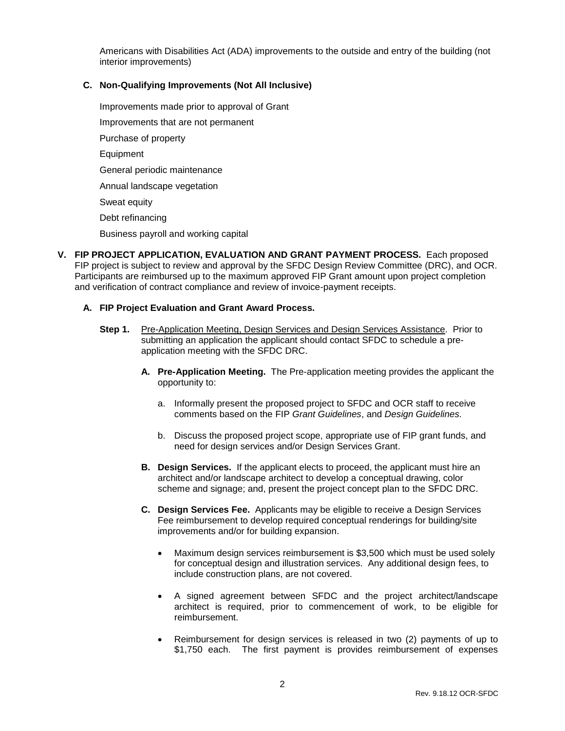Americans with Disabilities Act (ADA) improvements to the outside and entry of the building (not interior improvements)

### C. Non-Qualifying Improvements (Not All Inclusive)

Improvements made prior to approval of Grant

Improvements that are not permanent

Purchase of property

Equipment

General periodic maintenance

Annual landscape vegetation

Sweat equity

Debt refinancing

Business payroll and working capital

## V. FIP PROJECT APPLICATION, EVALUATION AND GRANT PAYMENT PROCESS.

Each proposed FIP project is subject to review and approval by the SFDC Design Review Committee (DRC), and OCR. Participants are reimbursed up to the maximum approved FIP Grant amount upon project completion and verification of contract compliance and review of invoice-payment receipts.

### A. FIP Project Evaluation and Grant Award Process.

**Step 1.** Pre-Application Meeting, Design Services and Design Services Assistance. Prior to submitting an application the applicant should contact SFDC to schedule a pre-application meeting with the SFDC DRC.

**A. Pre-Application Meeting.** The Pre-application meeting provides the applicant the opportunity to:

a. Informally present the proposed project to SFDC and OCR staff to receive comments based on the FIP *Grant Guidelines*, and *Design Guidelines*.

b. Discuss the proposed project scope, appropriate use of FIP grant funds, and need for design services and/or Design Services Grant.

**B. Design Services.** If the applicant elects to proceed, the applicant must hire an architect and/or landscape architect to develop a conceptual drawing, color scheme and signage; and, present the project concept plan to the SFDC DRC.

**C. Design Services Fee.** Applicants may be eligible to receive a Design Services Fee reimbursement to develop required conceptual renderings for building/site improvements and/or for building expansion.

- Maximum design services reimbursement is $3,500 which must be used solely for conceptual design and illustration services. Any additional design fees, to include construction plans, are not covered.

- A signed agreement between SFDC and the project architect/landscape architect is required, prior to commencement of work, to be eligible for reimbursement.

- Reimbursement for design services is released in two (2) payments of up to $1,750 each. The first payment is provides reimbursement of expenses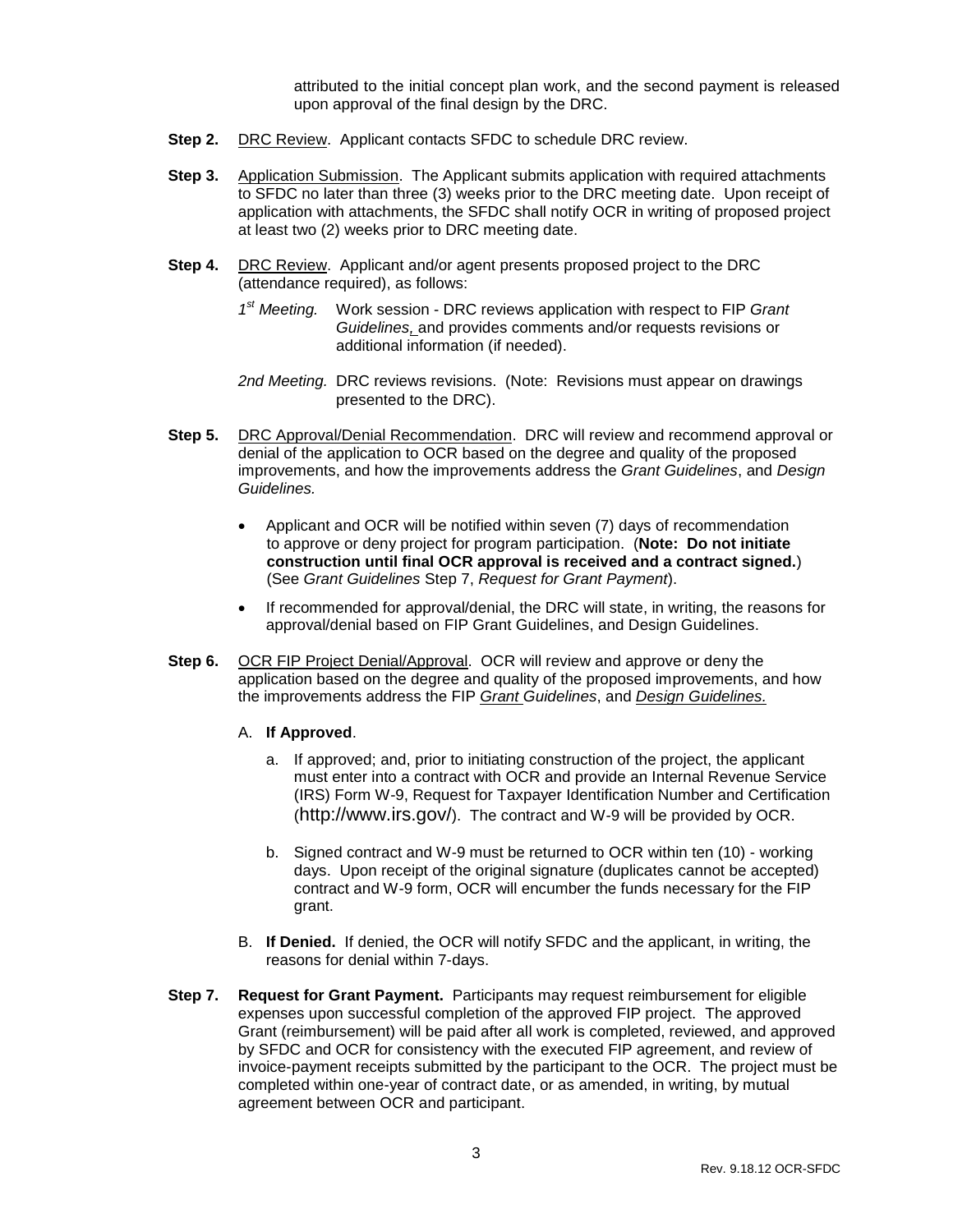attributed to the initial concept plan work, and the second payment is released upon approval of the final design by the DRC.

**Step 2.** DRC Review. Applicant contacts SFDC to schedule DRC review.

**Step 3.** Application Submission. The Applicant submits application with required attachments to SFDC no later than three (3) weeks prior to the DRC meeting date. Upon receipt of application with attachments, the SFDC shall notify OCR in writing of proposed project at least two (2) weeks prior to DRC meeting date.

**Step 4.** DRC Review. Applicant and/or agent presents proposed project to the DRC (attendance required), as follows:

*1st Meeting.* Work session - DRC reviews application with respect to FIP *Grant Guidelines,* and provides comments and/or requests revisions or additional information (if needed).

*2nd Meeting.* DRC reviews revisions. (Note: Revisions must appear on drawings presented to the DRC).

**Step 5.** DRC Approval/Denial Recommendation. DRC will review and recommend approval or denial of the application to OCR based on the degree and quality of the proposed improvements, and how the improvements address the *Grant Guidelines*, and *Design Guidelines.*

- Applicant and OCR will be notified within seven (7) days of recommendation to approve or deny project for program participation. (**Note: Do not initiate construction until final OCR approval is received and a contract signed.**) (See *Grant Guidelines* Step 7, *Request for Grant Payment*).
- If recommended for approval/denial, the DRC will state, in writing, the reasons for approval/denial based on FIP Grant Guidelines, and Design Guidelines.

**Step 6.** OCR FIP Project Denial/Approval. OCR will review and approve or deny the application based on the degree and quality of the proposed improvements, and how the improvements address the FIP *Grant Guidelines*, and *Design Guidelines.*

A. **If Approved**.

a. If approved; and, prior to initiating construction of the project, the applicant must enter into a contract with OCR and provide an Internal Revenue Service (IRS) Form W-9, Request for Taxpayer Identification Number and Certification (http://www.irs.gov/). The contract and W-9 will be provided by OCR.

b. Signed contract and W-9 must be returned to OCR within ten (10) - working days. Upon receipt of the original signature (duplicates cannot be accepted) contract and W-9 form, OCR will encumber the funds necessary for the FIP grant.

B. **If Denied.** If denied, the OCR will notify SFDC and the applicant, in writing, the reasons for denial within 7-days.

**Step 7. Request for Grant Payment.** Participants may request reimbursement for eligible expenses upon successful completion of the approved FIP project. The approved Grant (reimbursement) will be paid after all work is completed, reviewed, and approved by SFDC and OCR for consistency with the executed FIP agreement, and review of invoice-payment receipts submitted by the participant to the OCR. The project must be completed within one-year of contract date, or as amended, in writing, by mutual agreement between OCR and participant.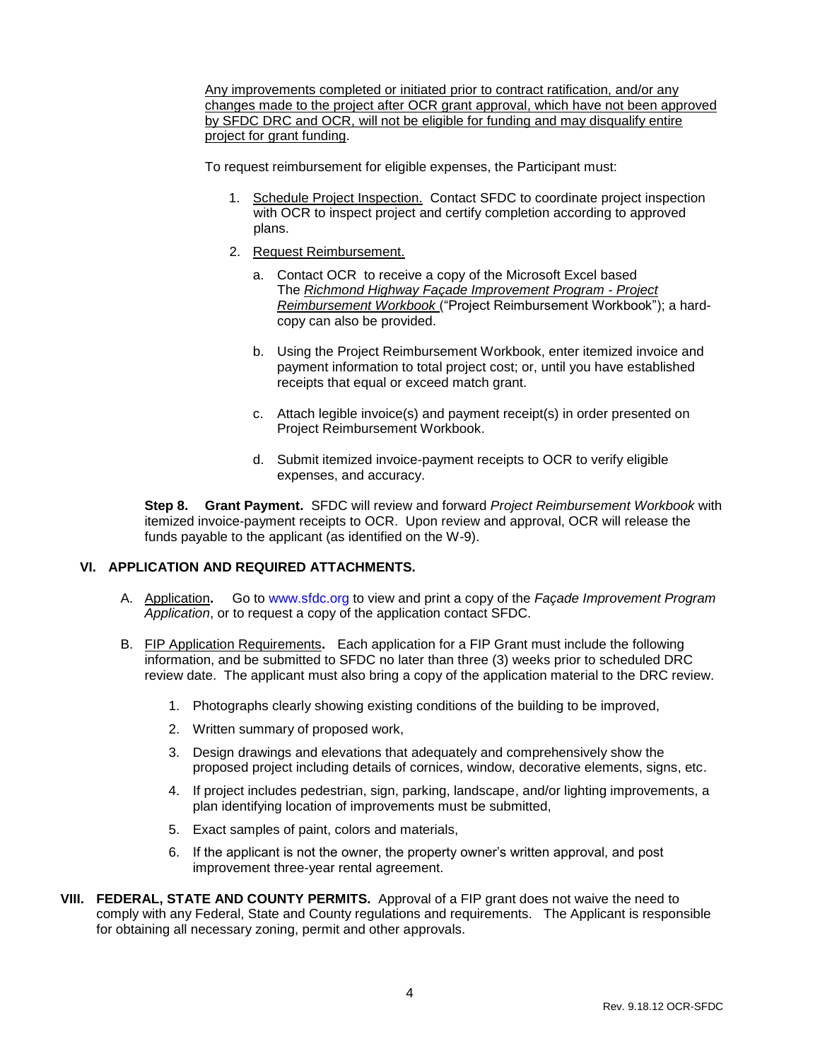Any improvements completed or initiated prior to contract ratification, and/or any changes made to the project after OCR grant approval, which have not been approved by SFDC DRC and OCR, will not be eligible for funding and may disqualify entire project for grant funding.

To request reimbursement for eligible expenses, the Participant must:

1. Schedule Project Inspection. Contact SFDC to coordinate project inspection with OCR to inspect project and certify completion according to approved plans.
2. Request Reimbursement.
   a. Contact OCR to receive a copy of the Microsoft Excel based The *Richmond Highway Façade Improvement Program - Project Reimbursement Workbook* ("Project Reimbursement Workbook"); a hard-copy can also be provided.
   b. Using the Project Reimbursement Workbook, enter itemized invoice and payment information to total project cost; or, until you have established receipts that equal or exceed match grant.
   c. Attach legible invoice(s) and payment receipt(s) in order presented on Project Reimbursement Workbook.
   d. Submit itemized invoice-payment receipts to OCR to verify eligible expenses, and accuracy.

**Step 8. Grant Payment.** SFDC will review and forward *Project Reimbursement Workbook* with itemized invoice-payment receipts to OCR. Upon review and approval, OCR will release the funds payable to the applicant (as identified on the W-9).

## VI. APPLICATION AND REQUIRED ATTACHMENTS.

A. Application**.** Go to www.sfdc.org to view and print a copy of the *Façade Improvement Program Application*, or to request a copy of the application contact SFDC.

B. FIP Application Requirements**.** Each application for a FIP Grant must include the following information, and be submitted to SFDC no later than three (3) weeks prior to scheduled DRC review date. The applicant must also bring a copy of the application material to the DRC review.

1. Photographs clearly showing existing conditions of the building to be improved,
2. Written summary of proposed work,
3. Design drawings and elevations that adequately and comprehensively show the proposed project including details of cornices, window, decorative elements, signs, etc.
4. If project includes pedestrian, sign, parking, landscape, and/or lighting improvements, a plan identifying location of improvements must be submitted,
5. Exact samples of paint, colors and materials,
6. If the applicant is not the owner, the property owner's written approval, and post improvement three-year rental agreement.

## VIII. FEDERAL, STATE AND COUNTY PERMITS.

Approval of a FIP grant does not waive the need to comply with any Federal, State and County regulations and requirements. The Applicant is responsible for obtaining all necessary zoning, permit and other approvals.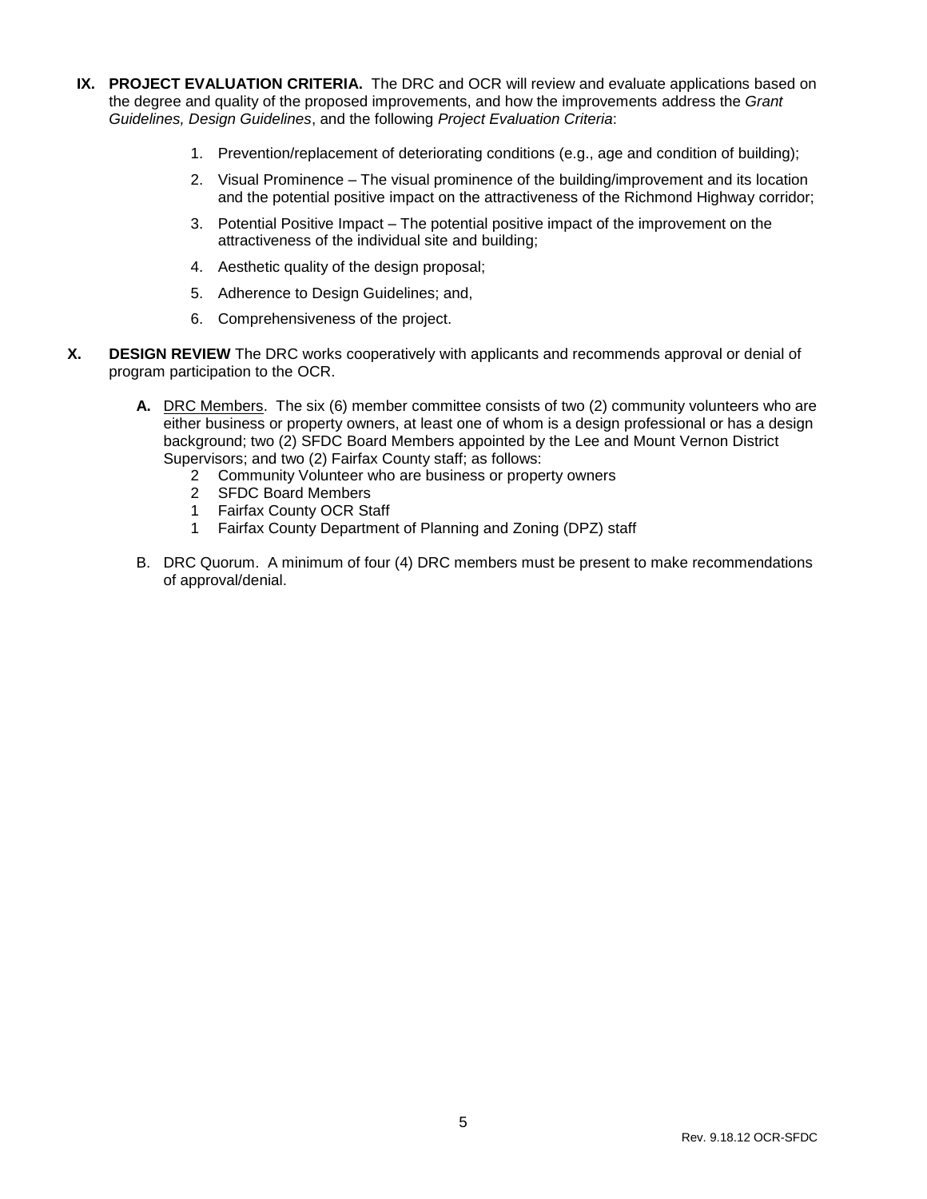**IX. PROJECT EVALUATION CRITERIA.** The DRC and OCR will review and evaluate applications based on the degree and quality of the proposed improvements, and how the improvements address the *Grant Guidelines, Design Guidelines*, and the following *Project Evaluation Criteria*:

1. Prevention/replacement of deteriorating conditions (e.g., age and condition of building);
2. Visual Prominence – The visual prominence of the building/improvement and its location and the potential positive impact on the attractiveness of the Richmond Highway corridor;
3. Potential Positive Impact – The potential positive impact of the improvement on the attractiveness of the individual site and building;
4. Aesthetic quality of the design proposal;
5. Adherence to Design Guidelines; and,
6. Comprehensiveness of the project.

**X. DESIGN REVIEW** The DRC works cooperatively with applicants and recommends approval or denial of program participation to the OCR.

**A.** DRC Members. The six (6) member committee consists of two (2) community volunteers who are either business or property owners, at least one of whom is a design professional or has a design background; two (2) SFDC Board Members appointed by the Lee and Mount Vernon District Supervisors; and two (2) Fairfax County staff; as follows:

- 2 Community Volunteer who are business or property owners
- 2 SFDC Board Members
- 1 Fairfax County OCR Staff
- 1 Fairfax County Department of Planning and Zoning (DPZ) staff

B. DRC Quorum. A minimum of four (4) DRC members must be present to make recommendations of approval/denial.